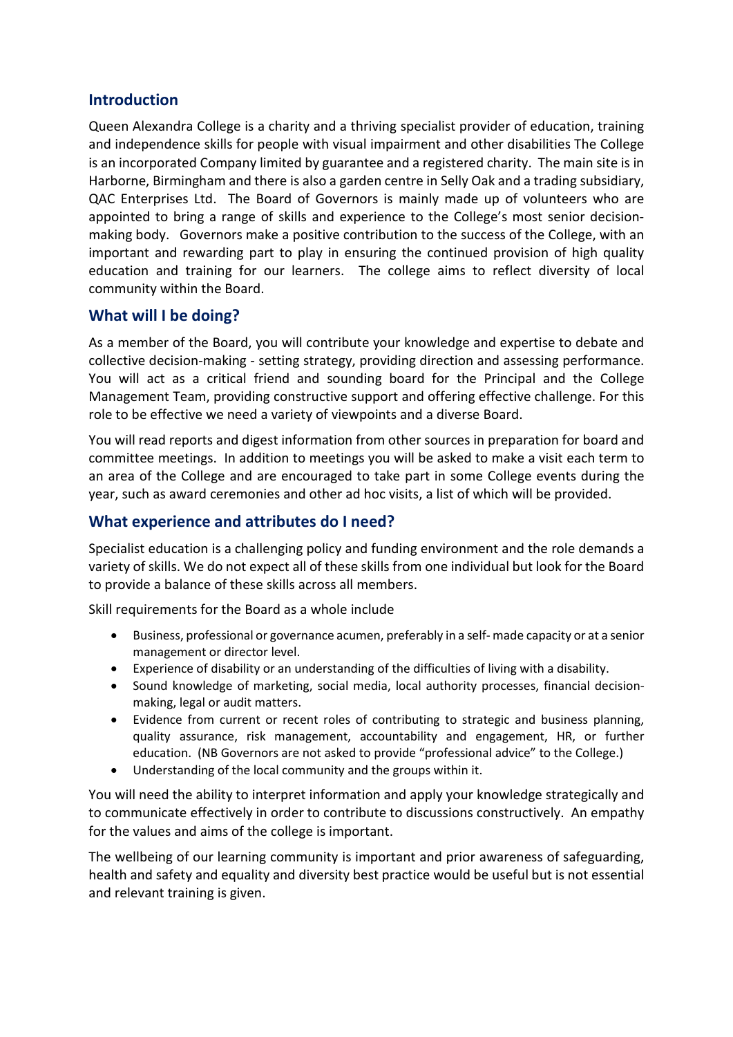## Introduction

Queen Alexandra College is a charity and a thriving specialist provider of education, training and independence skills for people with visual impairment and other disabilities The College is an incorporated Company limited by guarantee and a registered charity. The main site is in Harborne, Birmingham and there is also a garden centre in Selly Oak and a trading subsidiary, QAC Enterprises Ltd. The Board of Governors is mainly made up of volunteers who are appointed to bring a range of skills and experience to the College's most senior decision-making body. Governors make a positive contribution to the success of the College, with an important and rewarding part to play in ensuring the continued provision of high quality education and training for our learners. The college aims to reflect diversity of local community within the Board.

## What will I be doing?

As a member of the Board, you will contribute your knowledge and expertise to debate and collective decision-making - setting strategy, providing direction and assessing performance. You will act as a critical friend and sounding board for the Principal and the College Management Team, providing constructive support and offering effective challenge. For this role to be effective we need a variety of viewpoints and a diverse Board.

You will read reports and digest information from other sources in preparation for board and committee meetings. In addition to meetings you will be asked to make a visit each term to an area of the College and are encouraged to take part in some College events during the year, such as award ceremonies and other ad hoc visits, a list of which will be provided.

## What experience and attributes do I need?

Specialist education is a challenging policy and funding environment and the role demands a variety of skills. We do not expect all of these skills from one individual but look for the Board to provide a balance of these skills across all members.

Skill requirements for the Board as a whole include

- Business, professional or governance acumen, preferably in a self- made capacity or at a senior management or director level.
- Experience of disability or an understanding of the difficulties of living with a disability.
- Sound knowledge of marketing, social media, local authority processes, financial decision-making, legal or audit matters.
- Evidence from current or recent roles of contributing to strategic and business planning, quality assurance, risk management, accountability and engagement, HR, or further education. (NB Governors are not asked to provide "professional advice" to the College.)
- Understanding of the local community and the groups within it.

You will need the ability to interpret information and apply your knowledge strategically and to communicate effectively in order to contribute to discussions constructively. An empathy for the values and aims of the college is important.

The wellbeing of our learning community is important and prior awareness of safeguarding, health and safety and equality and diversity best practice would be useful but is not essential and relevant training is given.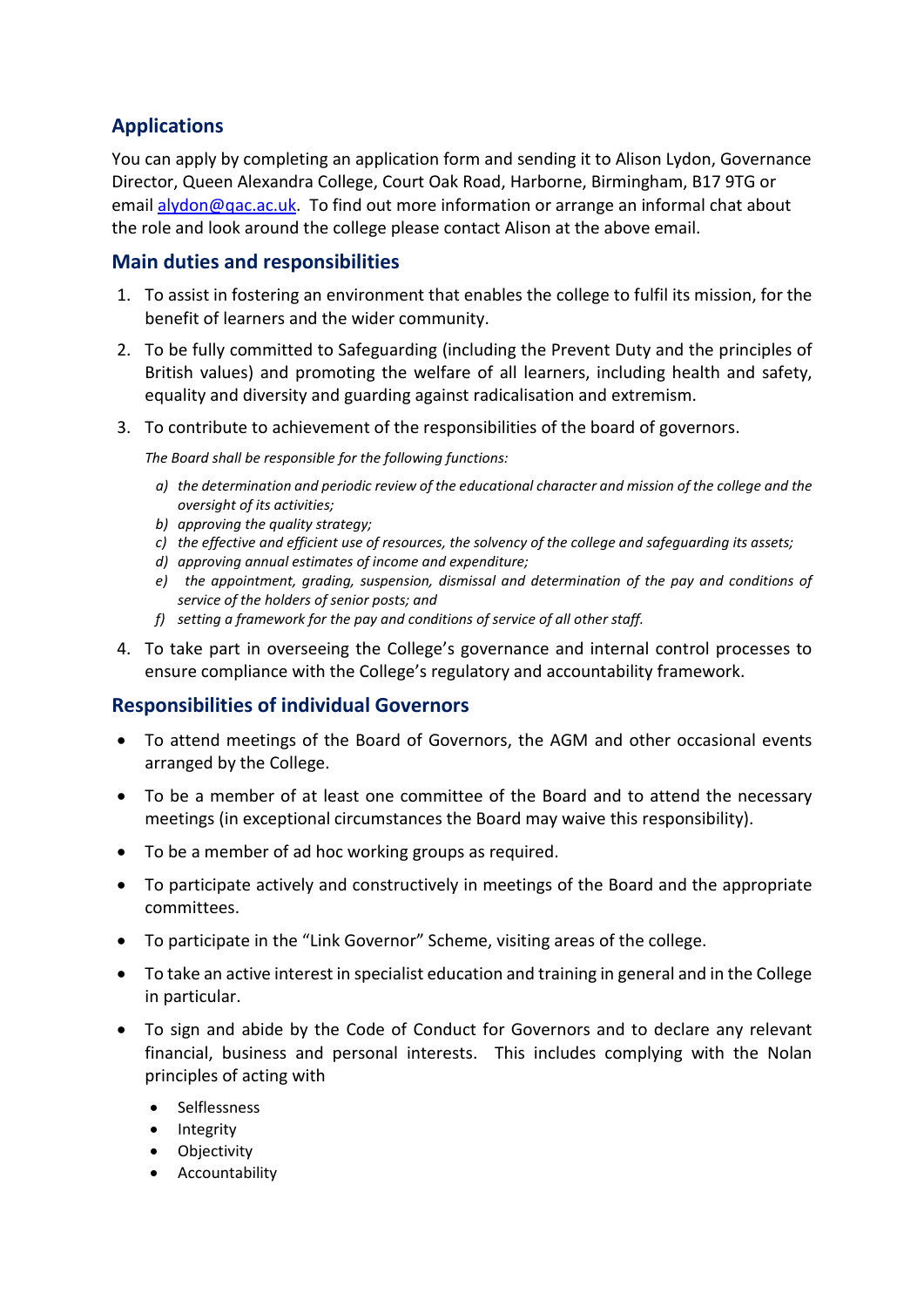## Applications

You can apply by completing an application form and sending it to Alison Lydon, Governance Director, Queen Alexandra College, Court Oak Road, Harborne, Birmingham, B17 9TG or email [alydon@qac.ac.uk](mailto:alydon@qac.ac.uk). To find out more information or arrange an informal chat about the role and look around the college please contact Alison at the above email.

## Main duties and responsibilities

1. To assist in fostering an environment that enables the college to fulfil its mission, for the benefit of learners and the wider community.
2. To be fully committed to Safeguarding (including the Prevent Duty and the principles of British values) and promoting the welfare of all learners, including health and safety, equality and diversity and guarding against radicalisation and extremism.
3. To contribute to achievement of the responsibilities of the board of governors.

   *The Board shall be responsible for the following functions:*

   a) *the determination and periodic review of the educational character and mission of the college and the oversight of its activities;*
   b) *approving the quality strategy;*
   c) *the effective and efficient use of resources, the solvency of the college and safeguarding its assets;*
   d) *approving annual estimates of income and expenditure;*
   e) *the appointment, grading, suspension, dismissal and determination of the pay and conditions of service of the holders of senior posts; and*
   f) *setting a framework for the pay and conditions of service of all other staff.*

4. To take part in overseeing the College's governance and internal control processes to ensure compliance with the College's regulatory and accountability framework.

## Responsibilities of individual Governors

- To attend meetings of the Board of Governors, the AGM and other occasional events arranged by the College.
- To be a member of at least one committee of the Board and to attend the necessary meetings (in exceptional circumstances the Board may waive this responsibility).
- To be a member of ad hoc working groups as required.
- To participate actively and constructively in meetings of the Board and the appropriate committees.
- To participate in the "Link Governor" Scheme, visiting areas of the college.
- To take an active interest in specialist education and training in general and in the College in particular.
- To sign and abide by the Code of Conduct for Governors and to declare any relevant financial, business and personal interests. This includes complying with the Nolan principles of acting with
  - Selflessness
  - Integrity
  - Objectivity
  - Accountability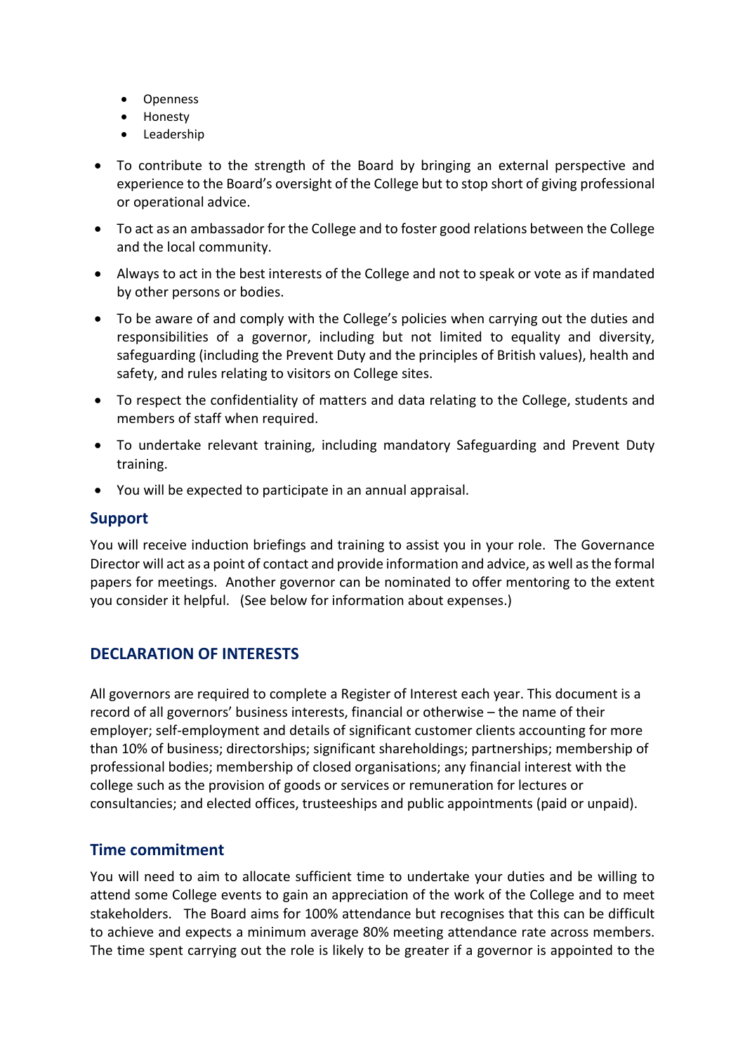- Openness
- Honesty
- Leadership

- To contribute to the strength of the Board by bringing an external perspective and experience to the Board's oversight of the College but to stop short of giving professional or operational advice.
- To act as an ambassador for the College and to foster good relations between the College and the local community.
- Always to act in the best interests of the College and not to speak or vote as if mandated by other persons or bodies.
- To be aware of and comply with the College's policies when carrying out the duties and responsibilities of a governor, including but not limited to equality and diversity, safeguarding (including the Prevent Duty and the principles of British values), health and safety, and rules relating to visitors on College sites.
- To respect the confidentiality of matters and data relating to the College, students and members of staff when required.
- To undertake relevant training, including mandatory Safeguarding and Prevent Duty training.
- You will be expected to participate in an annual appraisal.

### Support

You will receive induction briefings and training to assist you in your role. The Governance Director will act as a point of contact and provide information and advice, as well as the formal papers for meetings. Another governor can be nominated to offer mentoring to the extent you consider it helpful. (See below for information about expenses.)

## DECLARATION OF INTERESTS

All governors are required to complete a Register of Interest each year. This document is a record of all governors' business interests, financial or otherwise – the name of their employer; self-employment and details of significant customer clients accounting for more than 10% of business; directorships; significant shareholdings; partnerships; membership of professional bodies; membership of closed organisations; any financial interest with the college such as the provision of goods or services or remuneration for lectures or consultancies; and elected offices, trusteeships and public appointments (paid or unpaid).

### Time commitment

You will need to aim to allocate sufficient time to undertake your duties and be willing to attend some College events to gain an appreciation of the work of the College and to meet stakeholders. The Board aims for 100% attendance but recognises that this can be difficult to achieve and expects a minimum average 80% meeting attendance rate across members. The time spent carrying out the role is likely to be greater if a governor is appointed to the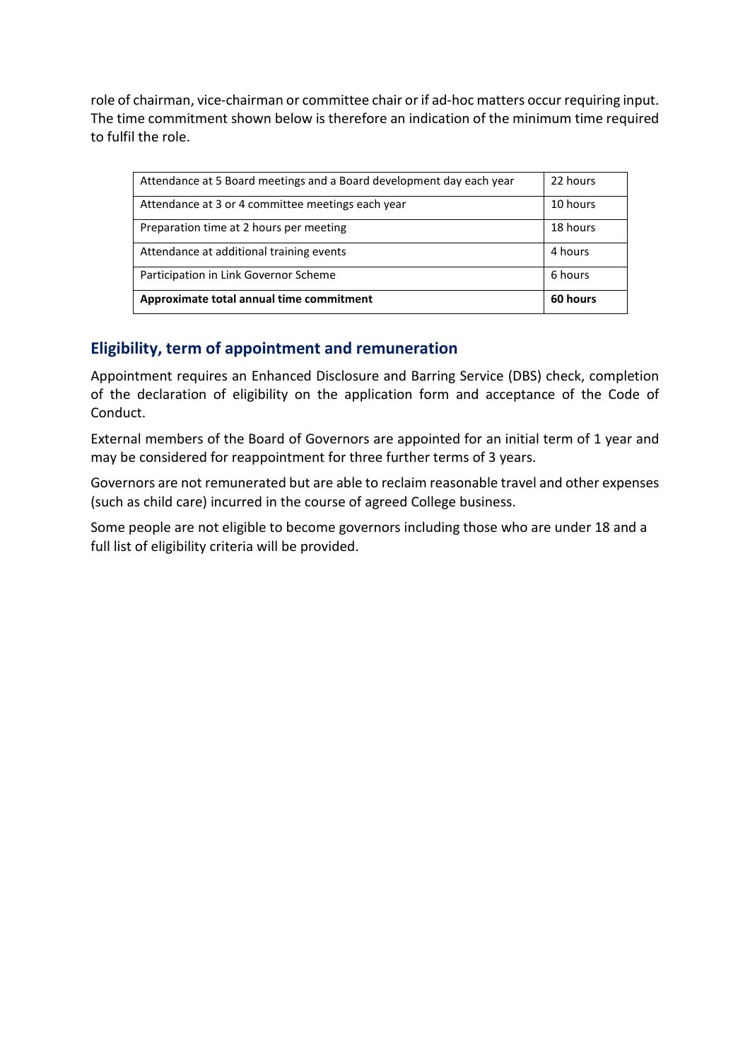role of chairman, vice-chairman or committee chair or if ad-hoc matters occur requiring input. The time commitment shown below is therefore an indication of the minimum time required to fulfil the role.

| | |
|---|---|
| Attendance at 5 Board meetings and a Board development day each year | 22 hours |
| Attendance at 3 or 4 committee meetings each year | 10 hours |
| Preparation time at 2 hours per meeting | 18 hours |
| Attendance at additional training events | 4 hours |
| Participation in Link Governor Scheme | 6 hours |
| **Approximate total annual time commitment** | **60 hours** |

## Eligibility, term of appointment and remuneration

Appointment requires an Enhanced Disclosure and Barring Service (DBS) check, completion of the declaration of eligibility on the application form and acceptance of the Code of Conduct.

External members of the Board of Governors are appointed for an initial term of 1 year and may be considered for reappointment for three further terms of 3 years.

Governors are not remunerated but are able to reclaim reasonable travel and other expenses (such as child care) incurred in the course of agreed College business.

Some people are not eligible to become governors including those who are under 18 and a full list of eligibility criteria will be provided.